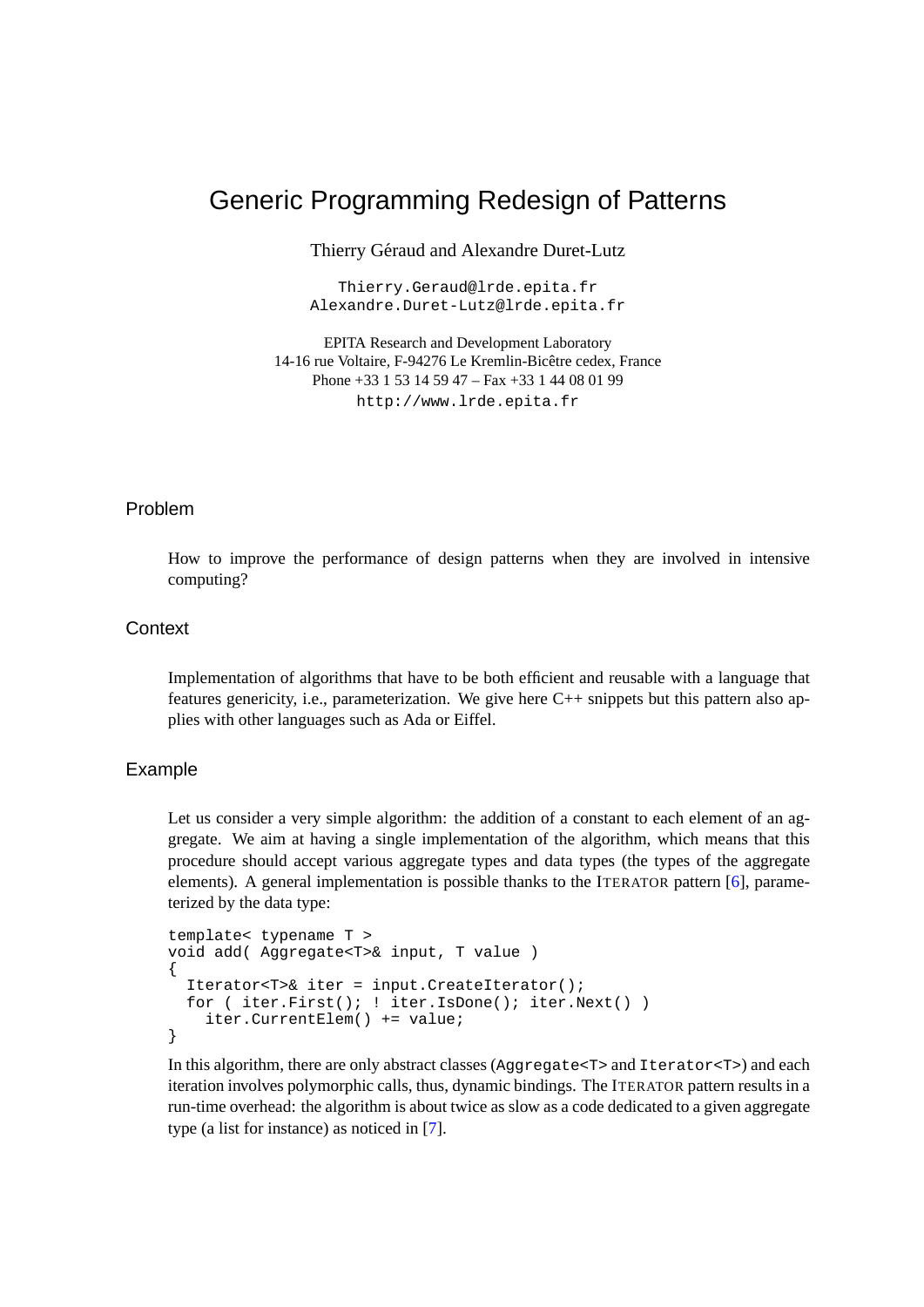# Generic Programming Redesign of Patterns

Thierry Géraud and Alexandre Duret-Lutz

Thierry.Geraud@lrde.epita.fr
Alexandre.Duret-Lutz@lrde.epita.fr

EPITA Research and Development Laboratory
14-16 rue Voltaire, F-94276 Le Kremlin-Bicêtre cedex, France
Phone +33 1 53 14 59 47 – Fax +33 1 44 08 01 99
http://www.lrde.epita.fr

## Problem

How to improve the performance of design patterns when they are involved in intensive computing?

## Context

Implementation of algorithms that have to be both efficient and reusable with a language that features genericity, i.e., parameterization. We give here C++ snippets but this pattern also applies with other languages such as Ada or Eiffel.

## Example

Let us consider a very simple algorithm: the addition of a constant to each element of an aggregate. We aim at having a single implementation of the algorithm, which means that this procedure should accept various aggregate types and data types (the types of the aggregate elements). A general implementation is possible thanks to the ITERATOR pattern [6], parameterized by the data type:

```
template< typename T >
void add( Aggregate<T>& input, T value )
{
  Iterator<T>& iter = input.CreateIterator();
  for ( iter.First(); ! iter.IsDone(); iter.Next() )
    iter.CurrentElem() += value;
}
```

In this algorithm, there are only abstract classes (`Aggregate<T>` and `Iterator<T>`) and each iteration involves polymorphic calls, thus, dynamic bindings. The ITERATOR pattern results in a run-time overhead: the algorithm is about twice as slow as a code dedicated to a given aggregate type (a list for instance) as noticed in [7].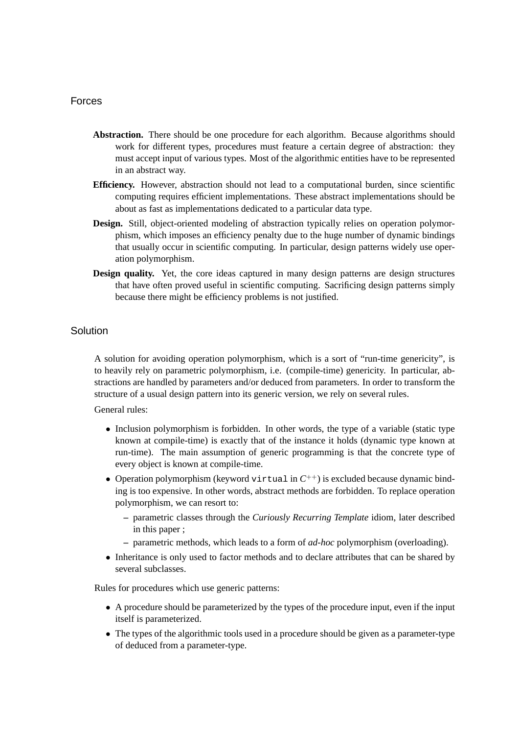## Forces

**Abstraction.** There should be one procedure for each algorithm. Because algorithms should work for different types, procedures must feature a certain degree of abstraction: they must accept input of various types. Most of the algorithmic entities have to be represented in an abstract way.

**Efficiency.** However, abstraction should not lead to a computational burden, since scientific computing requires efficient implementations. These abstract implementations should be about as fast as implementations dedicated to a particular data type.

**Design.** Still, object-oriented modeling of abstraction typically relies on operation polymorphism, which imposes an efficiency penalty due to the huge number of dynamic bindings that usually occur in scientific computing. In particular, design patterns widely use operation polymorphism.

**Design quality.** Yet, the core ideas captured in many design patterns are design structures that have often proved useful in scientific computing. Sacrificing design patterns simply because there might be efficiency problems is not justified.

## Solution

A solution for avoiding operation polymorphism, which is a sort of "run-time genericity", is to heavily rely on parametric polymorphism, i.e. (compile-time) genericity. In particular, abstractions are handled by parameters and/or deduced from parameters. In order to transform the structure of a usual design pattern into its generic version, we rely on several rules.

General rules:

- Inclusion polymorphism is forbidden. In other words, the type of a variable (static type known at compile-time) is exactly that of the instance it holds (dynamic type known at run-time). The main assumption of generic programming is that the concrete type of every object is known at compile-time.
- Operation polymorphism (keyword `virtual` in $C^{++}$) is excluded because dynamic binding is too expensive. In other words, abstract methods are forbidden. To replace operation polymorphism, we can resort to:
  - parametric classes through the *Curiously Recurring Template* idiom, later described in this paper ;
  - parametric methods, which leads to a form of *ad-hoc* polymorphism (overloading).
- Inheritance is only used to factor methods and to declare attributes that can be shared by several subclasses.

Rules for procedures which use generic patterns:

- A procedure should be parameterized by the types of the procedure input, even if the input itself is parameterized.
- The types of the algorithmic tools used in a procedure should be given as a parameter-type of deduced from a parameter-type.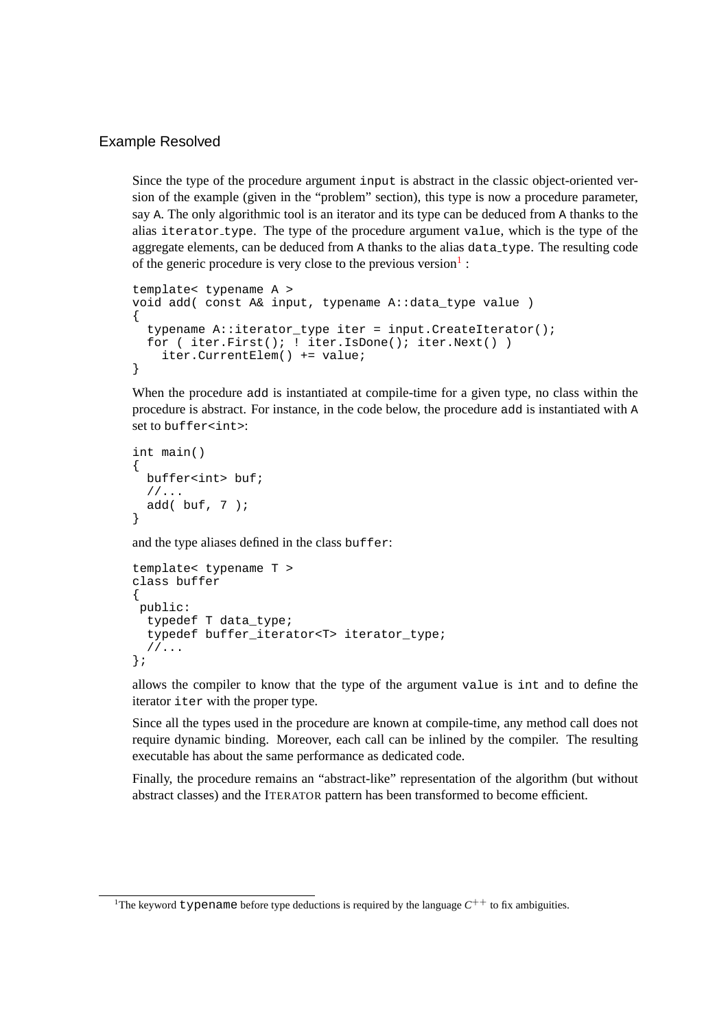## Example Resolved

Since the type of the procedure argument `input` is abstract in the classic object-oriented version of the example (given in the "problem" section), this type is now a procedure parameter, say `A`. The only algorithmic tool is an iterator and its type can be deduced from `A` thanks to the alias `iterator_type`. The type of the procedure argument `value`, which is the type of the aggregate elements, can be deduced from `A` thanks to the alias `data_type`. The resulting code of the generic procedure is very close to the previous version[1] :

```
template< typename A >
void add( const A& input, typename A::data_type value )
{
  typename A::iterator_type iter = input.CreateIterator();
  for ( iter.First(); ! iter.IsDone(); iter.Next() )
    iter.CurrentElem() += value;
}
```

When the procedure `add` is instantiated at compile-time for a given type, no class within the procedure is abstract. For instance, in the code below, the procedure `add` is instantiated with `A` set to `buffer<int>`:

```
int main()
{
  buffer<int> buf;
  //...
  add( buf, 7 );
}
```

and the type aliases defined in the class `buffer`:

```
template< typename T >
class buffer
{
 public:
  typedef T data_type;
  typedef buffer_iterator<T> iterator_type;
  //...
};
```

allows the compiler to know that the type of the argument `value` is `int` and to define the iterator `iter` with the proper type.

Since all the types used in the procedure are known at compile-time, any method call does not require dynamic binding. Moreover, each call can be inlined by the compiler. The resulting executable has about the same performance as dedicated code.

Finally, the procedure remains an "abstract-like" representation of the algorithm (but without abstract classes) and the ITERATOR pattern has been transformed to become efficient.

---

[1] The keyword `typename` before type deductions is required by the language $C^{++}$ to fix ambiguities.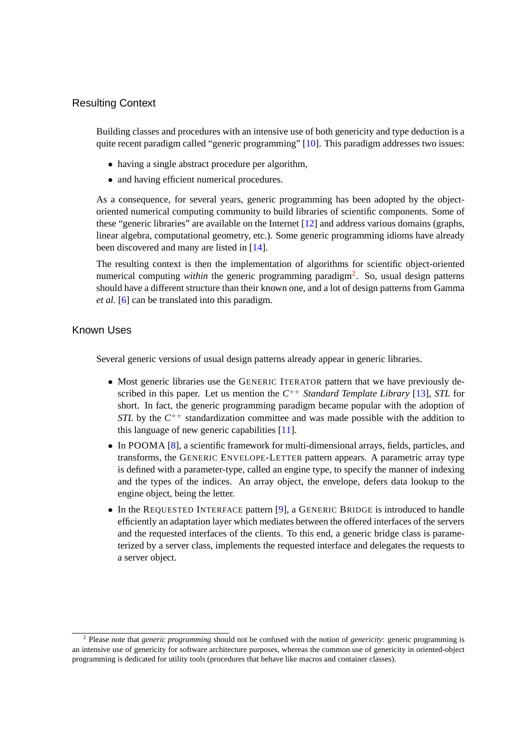## Resulting Context

Building classes and procedures with an intensive use of both genericity and type deduction is a quite recent paradigm called "generic programming" [10]. This paradigm addresses two issues:

- having a single abstract procedure per algorithm,
- and having efficient numerical procedures.

As a consequence, for several years, generic programming has been adopted by the object-oriented numerical computing community to build libraries of scientific components. Some of these "generic libraries" are available on the Internet [12] and address various domains (graphs, linear algebra, computational geometry, etc.). Some generic programming idioms have already been discovered and many are listed in [14].

The resulting context is then the implementation of algorithms for scientific object-oriented numerical computing *within* the generic programming paradigm[2]. So, usual design patterns should have a different structure than their known one, and a lot of design patterns from Gamma *et al.* [6] can be translated into this paradigm.

## Known Uses

Several generic versions of usual design patterns already appear in generic libraries.

- Most generic libraries use the GENERIC ITERATOR pattern that we have previously described in this paper. Let us mention the *C++ Standard Template Library* [13], *STL* for short. In fact, the generic programming paradigm became popular with the adoption of *STL* by the *C++* standardization committee and was made possible with the addition to this language of new generic capabilities [11].
- In POOMA [8], a scientific framework for multi-dimensional arrays, fields, particles, and transforms, the GENERIC ENVELOPE-LETTER pattern appears. A parametric array type is defined with a parameter-type, called an engine type, to specify the manner of indexing and the types of the indices. An array object, the envelope, defers data lookup to the engine object, being the letter.
- In the REQUESTED INTERFACE pattern [9], a GENERIC BRIDGE is introduced to handle efficiently an adaptation layer which mediates between the offered interfaces of the servers and the requested interfaces of the clients. To this end, a generic bridge class is parameterized by a server class, implements the requested interface and delegates the requests to a server object.

[2] Please note that *generic programming* should not be confused with the notion of *genericity*: generic programming is an intensive use of genericity for software architecture purposes, whereas the common use of genericity in oriented-object programming is dedicated for utility tools (procedures that behave like macros and container classes).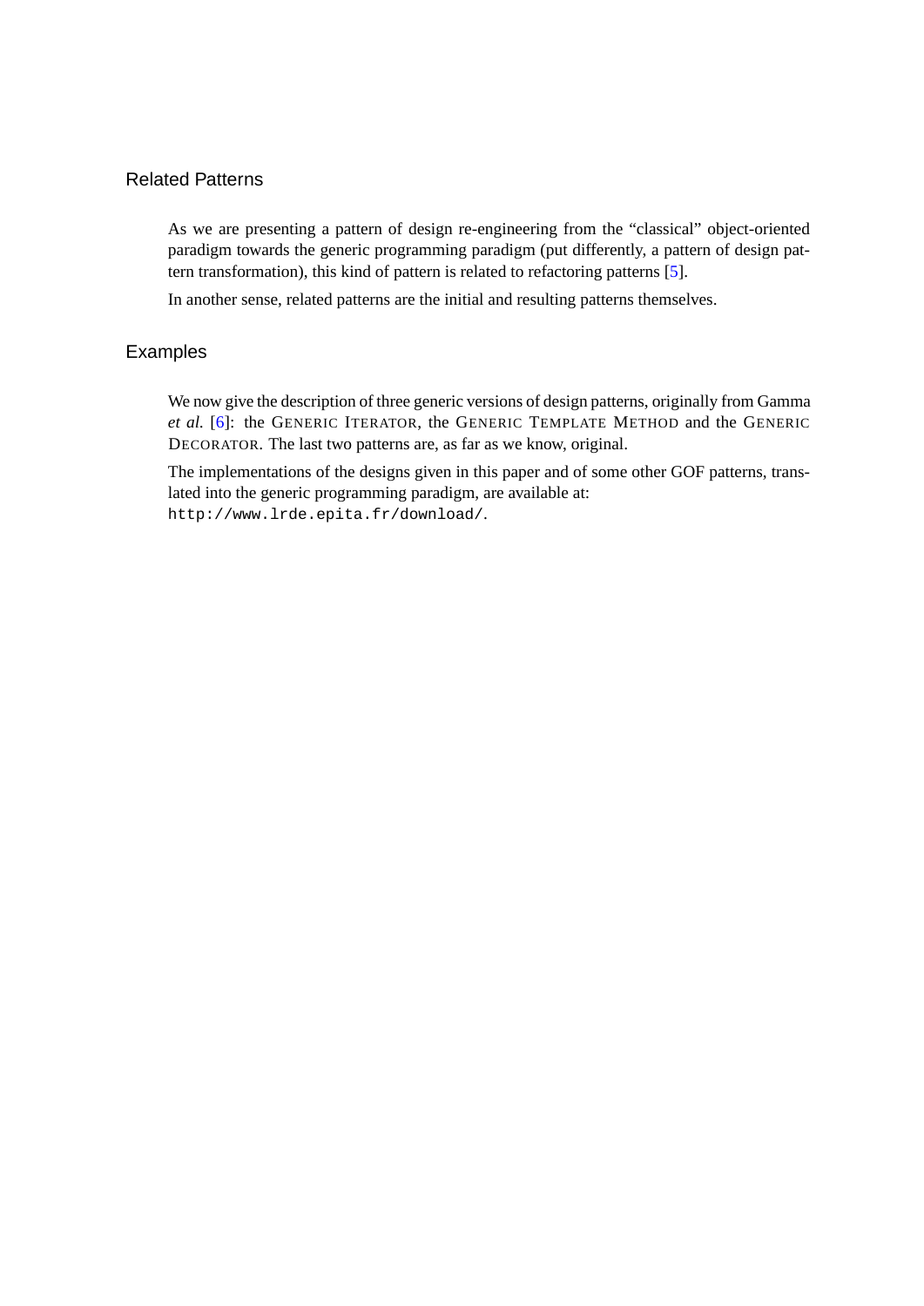### Related Patterns

As we are presenting a pattern of design re-engineering from the "classical" object-oriented paradigm towards the generic programming paradigm (put differently, a pattern of design pattern transformation), this kind of pattern is related to refactoring patterns [5].

In another sense, related patterns are the initial and resulting patterns themselves.

### Examples

We now give the description of three generic versions of design patterns, originally from Gamma *et al.* [6]: the GENERIC ITERATOR, the GENERIC TEMPLATE METHOD and the GENERIC DECORATOR. The last two patterns are, as far as we know, original.

The implementations of the designs given in this paper and of some other GOF patterns, translated into the generic programming paradigm, are available at:
`http://www.lrde.epita.fr/download/`.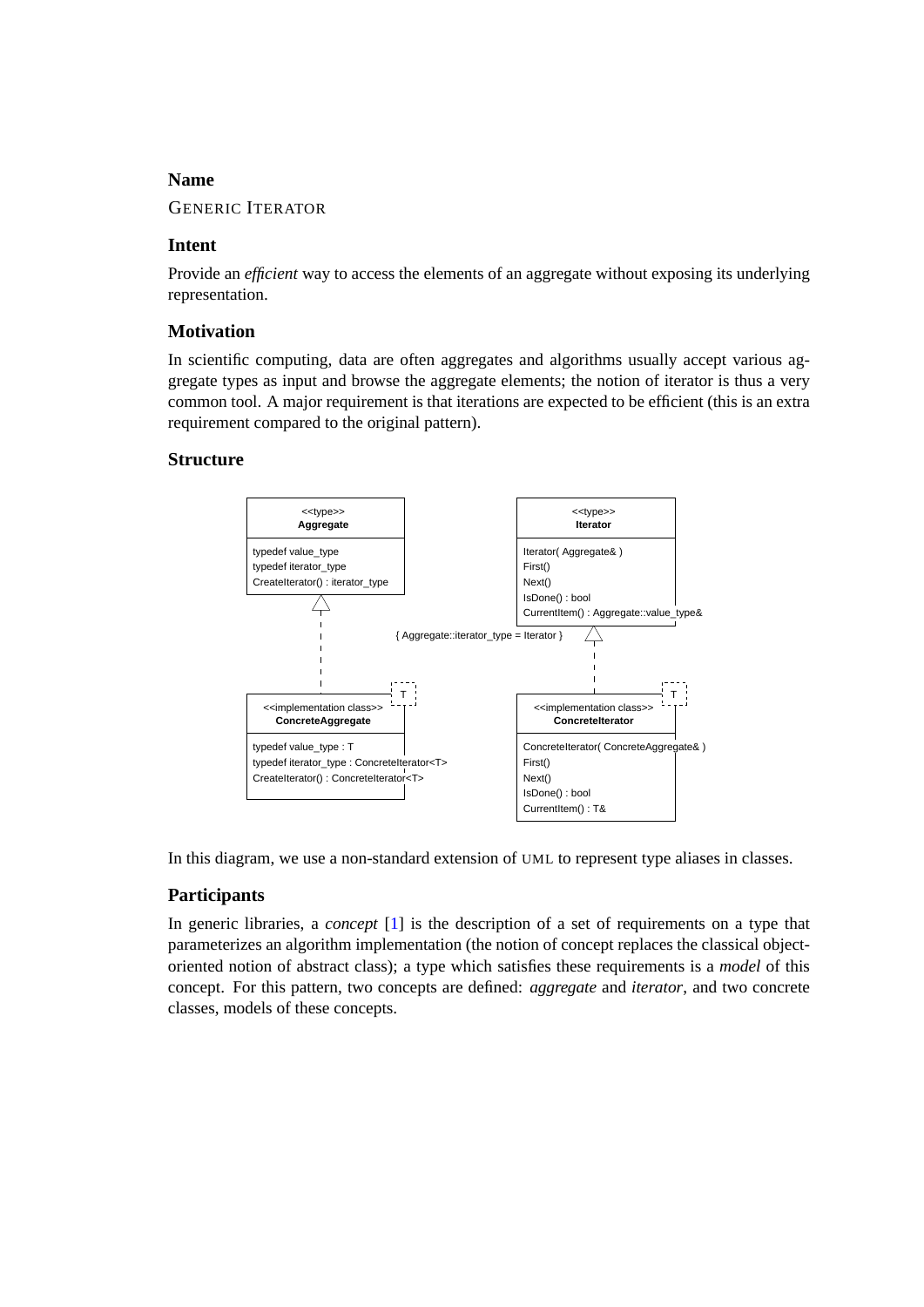### Name

GENERIC ITERATOR

### Intent

Provide an *efficient* way to access the elements of an aggregate without exposing its underlying representation.

### Motivation

In scientific computing, data are often aggregates and algorithms usually accept various aggregate types as input and browse the aggregate elements; the notion of iterator is thus a very common tool. A major requirement is that iterations are expected to be efficient (this is an extra requirement compared to the original pattern).

### Structure

```
<<type>>                              <<type>>
Aggregate                             Iterator
---------------------------------     ----------------------------------------
typedef value_type                    Iterator( Aggregate& )
typedef iterator_type                 First()
CreateIterator() : iterator_type      Next()
                                      IsDone() : bool
                                      CurrentItem() : Aggregate::value_type&

        { Aggregate::iterator_type = Iterator }

<<implementation class>>   [T]        <<implementation class>>   [T]
ConcreteAggregate                     ConcreteIterator
---------------------------------     ----------------------------------------
typedef value_type : T                ConcreteIterator( ConcreteAggregate& )
typedef iterator_type : ConcreteIterator<T>   First()
CreateIterator() : ConcreteIterator<T>        Next()
                                      IsDone() : bool
                                      CurrentItem() : T&
```

In this diagram, we use a non-standard extension of UML to represent type aliases in classes.

### Participants

In generic libraries, a *concept* [1] is the description of a set of requirements on a type that parameterizes an algorithm implementation (the notion of concept replaces the classical object-oriented notion of abstract class); a type which satisfies these requirements is a *model* of this concept. For this pattern, two concepts are defined: *aggregate* and *iterator*, and two concrete classes, models of these concepts.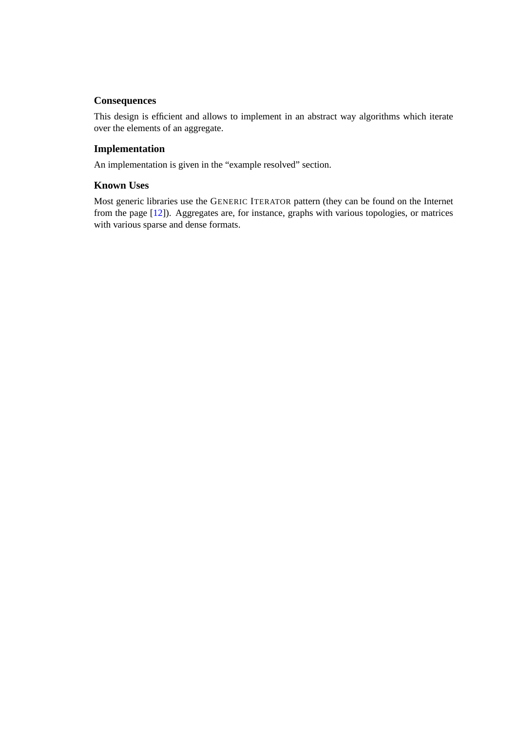### Consequences

This design is efficient and allows to implement in an abstract way algorithms which iterate over the elements of an aggregate.

### Implementation

An implementation is given in the "example resolved" section.

### Known Uses

Most generic libraries use the GENERIC ITERATOR pattern (they can be found on the Internet from the page [12]). Aggregates are, for instance, graphs with various topologies, or matrices with various sparse and dense formats.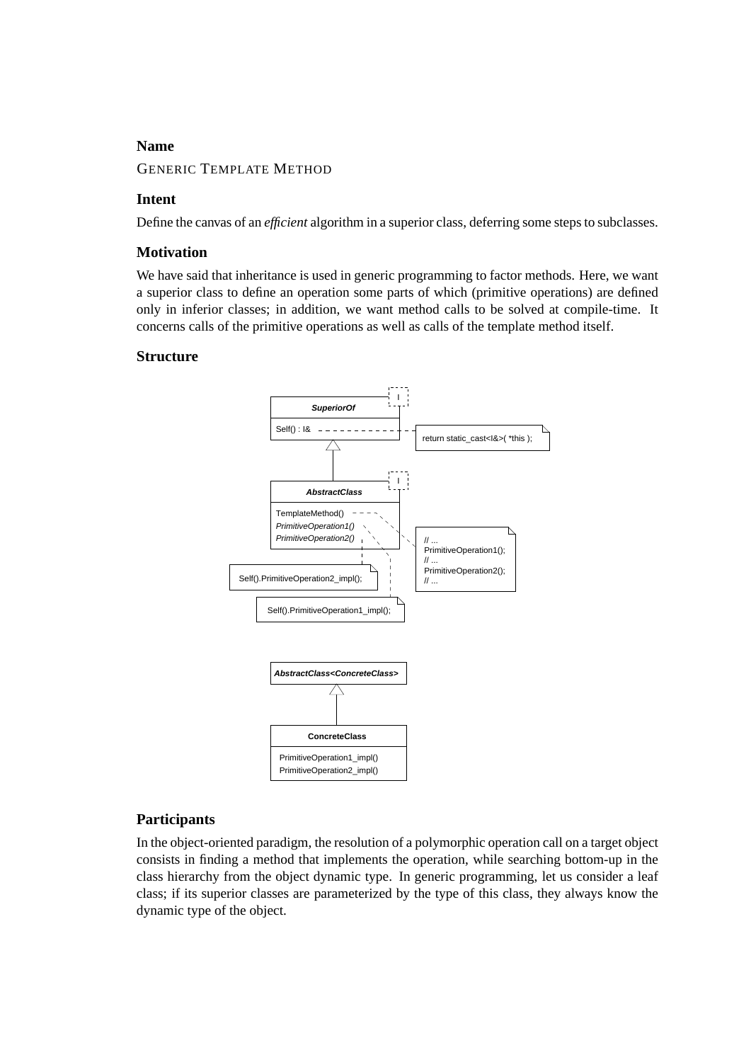### Name

GENERIC TEMPLATE METHOD

### Intent

Define the canvas of an *efficient* algorithm in a superior class, deferring some steps to subclasses.

### Motivation

We have said that inheritance is used in generic programming to factor methods. Here, we want a superior class to define an operation some parts of which (primitive operations) are defined only in inferior classes; in addition, we want method calls to be solved at compile-time. It concerns calls of the primitive operations as well as calls of the template method itself.

### Structure

### Participants

In the object-oriented paradigm, the resolution of a polymorphic operation call on a target object consists in finding a method that implements the operation, while searching bottom-up in the class hierarchy from the object dynamic type. In generic programming, let us consider a leaf class; if its superior classes are parameterized by the type of this class, they always know the dynamic type of the object.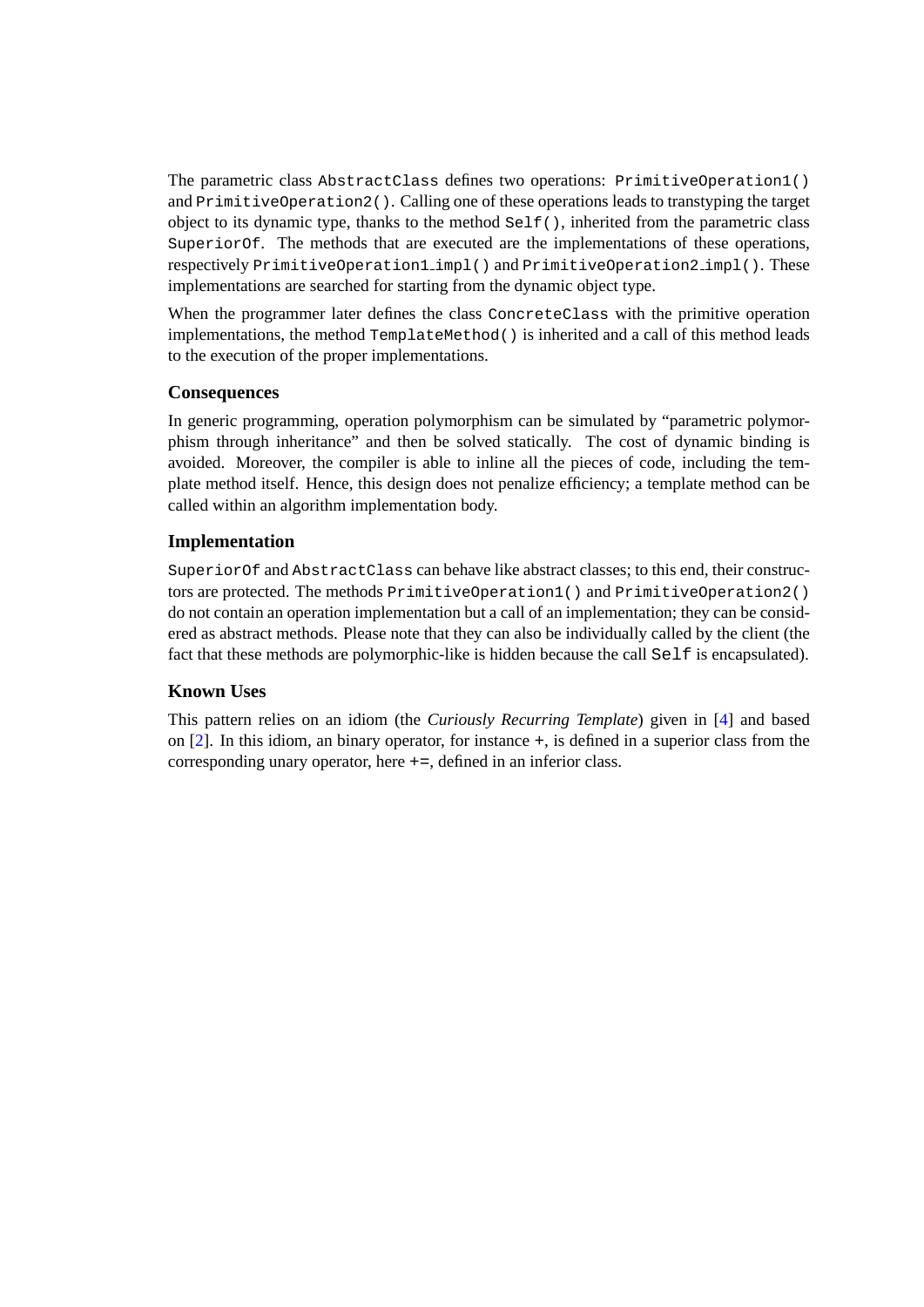The parametric class `AbstractClass` defines two operations: `PrimitiveOperation1()` and `PrimitiveOperation2()`. Calling one of these operations leads to transtyping the target object to its dynamic type, thanks to the method `Self()`, inherited from the parametric class `SuperiorOf`. The methods that are executed are the implementations of these operations, respectively `PrimitiveOperation1_impl()` and `PrimitiveOperation2_impl()`. These implementations are searched for starting from the dynamic object type.

When the programmer later defines the class `ConcreteClass` with the primitive operation implementations, the method `TemplateMethod()` is inherited and a call of this method leads to the execution of the proper implementations.

### Consequences

In generic programming, operation polymorphism can be simulated by "parametric polymorphism through inheritance" and then be solved statically. The cost of dynamic binding is avoided. Moreover, the compiler is able to inline all the pieces of code, including the template method itself. Hence, this design does not penalize efficiency; a template method can be called within an algorithm implementation body.

### Implementation

`SuperiorOf` and `AbstractClass` can behave like abstract classes; to this end, their constructors are protected. The methods `PrimitiveOperation1()` and `PrimitiveOperation2()` do not contain an operation implementation but a call of an implementation; they can be considered as abstract methods. Please note that they can also be individually called by the client (the fact that these methods are polymorphic-like is hidden because the call `Self` is encapsulated).

### Known Uses

This pattern relies on an idiom (the *Curiously Recurring Template*) given in [4] and based on [2]. In this idiom, an binary operator, for instance `+`, is defined in a superior class from the corresponding unary operator, here `+=`, defined in an inferior class.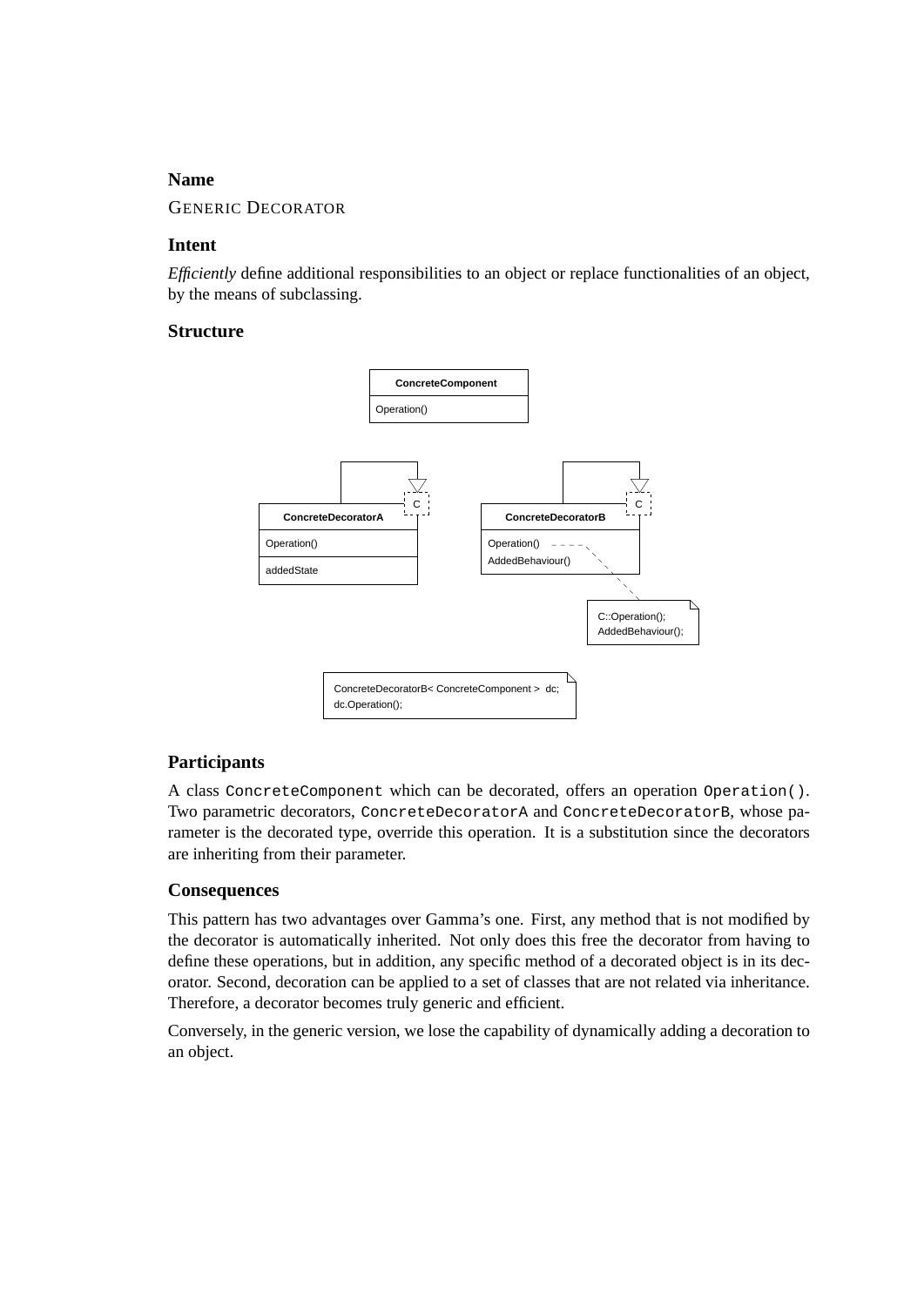### Name

GENERIC DECORATOR

### Intent

*Efficiently* define additional responsibilities to an object or replace functionalities of an object, by the means of subclassing.

### Structure

ConcreteComponent
Operation()

ConcreteDecoratorA
Operation()
addedState

ConcreteDecoratorB
Operation()
AddedBehaviour()

C::Operation();
AddedBehaviour();

```
ConcreteDecoratorB< ConcreteComponent > dc;
dc.Operation();
```

### Participants

A class `ConcreteComponent` which can be decorated, offers an operation `Operation()`. Two parametric decorators, `ConcreteDecoratorA` and `ConcreteDecoratorB`, whose parameter is the decorated type, override this operation. It is a substitution since the decorators are inheriting from their parameter.

### Consequences

This pattern has two advantages over Gamma's one. First, any method that is not modified by the decorator is automatically inherited. Not only does this free the decorator from having to define these operations, but in addition, any specific method of a decorated object is in its decorator. Second, decoration can be applied to a set of classes that are not related via inheritance. Therefore, a decorator becomes truly generic and efficient.

Conversely, in the generic version, we lose the capability of dynamically adding a decoration to an object.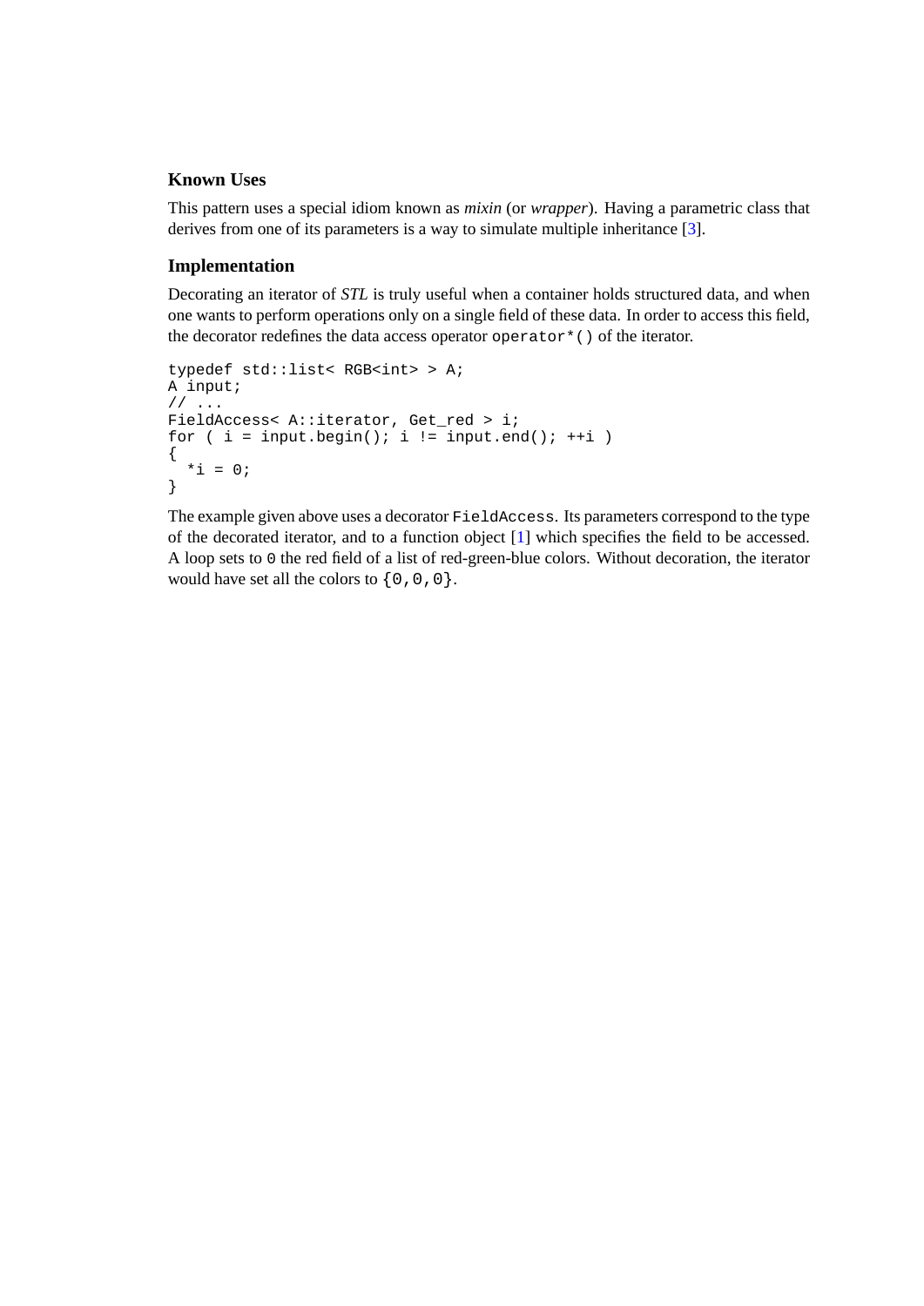### Known Uses

This pattern uses a special idiom known as *mixin* (or *wrapper*). Having a parametric class that derives from one of its parameters is a way to simulate multiple inheritance [3].

### Implementation

Decorating an iterator of *STL* is truly useful when a container holds structured data, and when one wants to perform operations only on a single field of these data. In order to access this field, the decorator redefines the data access operator `operator*()` of the iterator.

```
typedef std::list< RGB<int> > A;
A input;
// ...
FieldAccess< A::iterator, Get_red > i;
for ( i = input.begin(); i != input.end(); ++i )
{
  *i = 0;
}
```

The example given above uses a decorator `FieldAccess`. Its parameters correspond to the type of the decorated iterator, and to a function object [1] which specifies the field to be accessed. A loop sets to `0` the red field of a list of red-green-blue colors. Without decoration, the iterator would have set all the colors to `{0,0,0}`.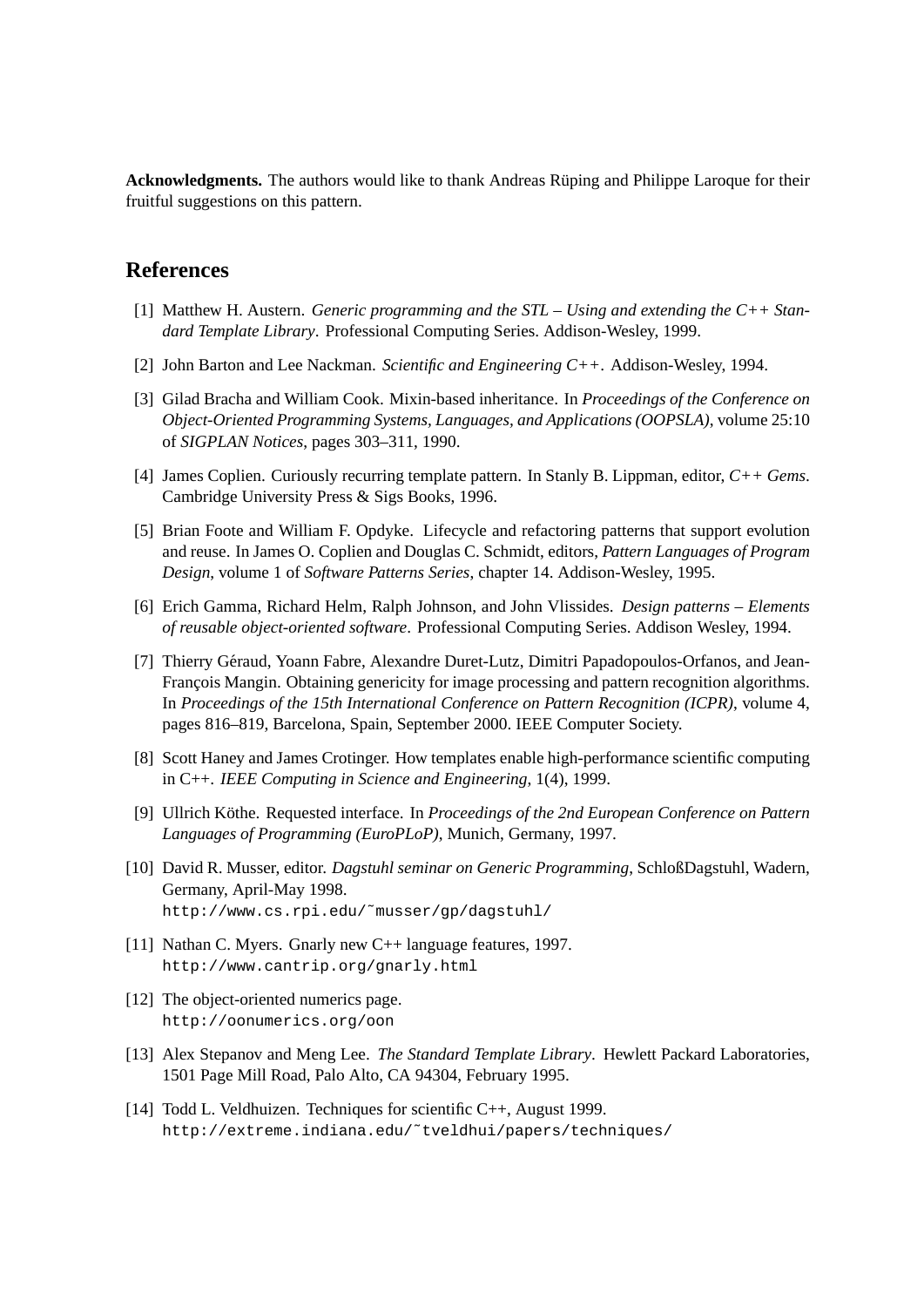**Acknowledgments.** The authors would like to thank Andreas Rüping and Philippe Laroque for their fruitful suggestions on this pattern.

## References

[1] Matthew H. Austern. *Generic programming and the STL – Using and extending the C++ Standard Template Library*. Professional Computing Series. Addison-Wesley, 1999.

[2] John Barton and Lee Nackman. *Scientific and Engineering C++*. Addison-Wesley, 1994.

[3] Gilad Bracha and William Cook. Mixin-based inheritance. In *Proceedings of the Conference on Object-Oriented Programming Systems, Languages, and Applications (OOPSLA)*, volume 25:10 of *SIGPLAN Notices*, pages 303–311, 1990.

[4] James Coplien. Curiously recurring template pattern. In Stanly B. Lippman, editor, *C++ Gems*. Cambridge University Press & Sigs Books, 1996.

[5] Brian Foote and William F. Opdyke. Lifecycle and refactoring patterns that support evolution and reuse. In James O. Coplien and Douglas C. Schmidt, editors, *Pattern Languages of Program Design*, volume 1 of *Software Patterns Series*, chapter 14. Addison-Wesley, 1995.

[6] Erich Gamma, Richard Helm, Ralph Johnson, and John Vlissides. *Design patterns – Elements of reusable object-oriented software*. Professional Computing Series. Addison Wesley, 1994.

[7] Thierry Géraud, Yoann Fabre, Alexandre Duret-Lutz, Dimitri Papadopoulos-Orfanos, and Jean-François Mangin. Obtaining genericity for image processing and pattern recognition algorithms. In *Proceedings of the 15th International Conference on Pattern Recognition (ICPR)*, volume 4, pages 816–819, Barcelona, Spain, September 2000. IEEE Computer Society.

[8] Scott Haney and James Crotinger. How templates enable high-performance scientific computing in C++. *IEEE Computing in Science and Engineering*, 1(4), 1999.

[9] Ullrich Köthe. Requested interface. In *Proceedings of the 2nd European Conference on Pattern Languages of Programming (EuroPLoP)*, Munich, Germany, 1997.

[10] David R. Musser, editor. *Dagstuhl seminar on Generic Programming*, SchloßDagstuhl, Wadern, Germany, April-May 1998.
`http://www.cs.rpi.edu/˜musser/gp/dagstuhl/`

[11] Nathan C. Myers. Gnarly new C++ language features, 1997.
`http://www.cantrip.org/gnarly.html`

[12] The object-oriented numerics page.
`http://oonumerics.org/oon`

[13] Alex Stepanov and Meng Lee. *The Standard Template Library*. Hewlett Packard Laboratories, 1501 Page Mill Road, Palo Alto, CA 94304, February 1995.

[14] Todd L. Veldhuizen. Techniques for scientific C++, August 1999.
`http://extreme.indiana.edu/˜tveldhui/papers/techniques/`